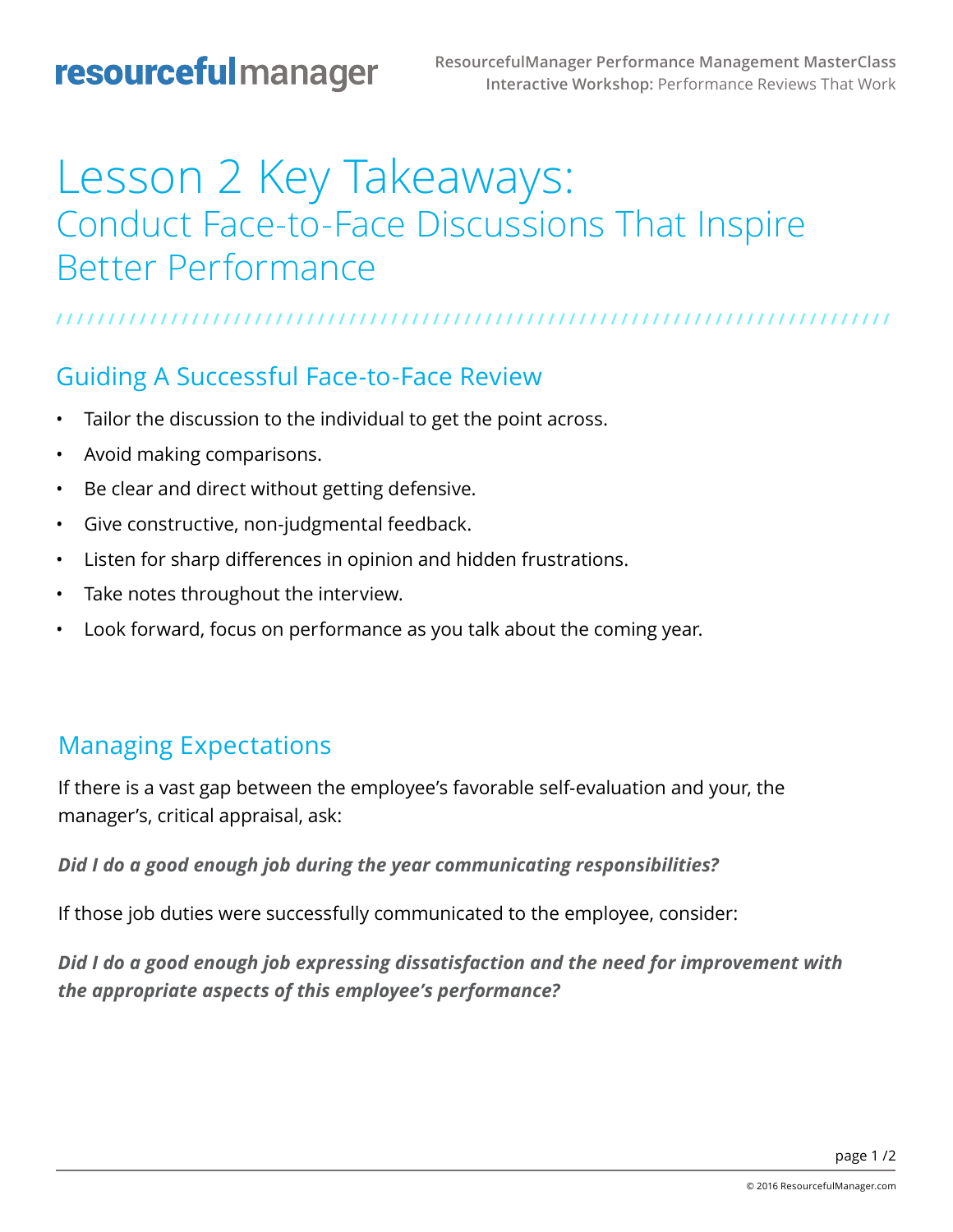# Lesson 2 Key Takeaways:

## Conduct Face-to-Face Discussions That Inspire Better Performance

### Guiding A Successful Face-to-Face Review

- Tailor the discussion to the individual to get the point across.
- Avoid making comparisons.
- Be clear and direct without getting defensive.
- Give constructive, non-judgmental feedback.
- Listen for sharp differences in opinion and hidden frustrations.
- Take notes throughout the interview.
- Look forward, focus on performance as you talk about the coming year.

### Managing Expectations

If there is a vast gap between the employee's favorable self-evaluation and your, the manager's, critical appraisal, ask:

***Did I do a good enough job during the year communicating responsibilities?***

If those job duties were successfully communicated to the employee, consider:

***Did I do a good enough job expressing dissatisfaction and the need for improvement with the appropriate aspects of this employee's performance?***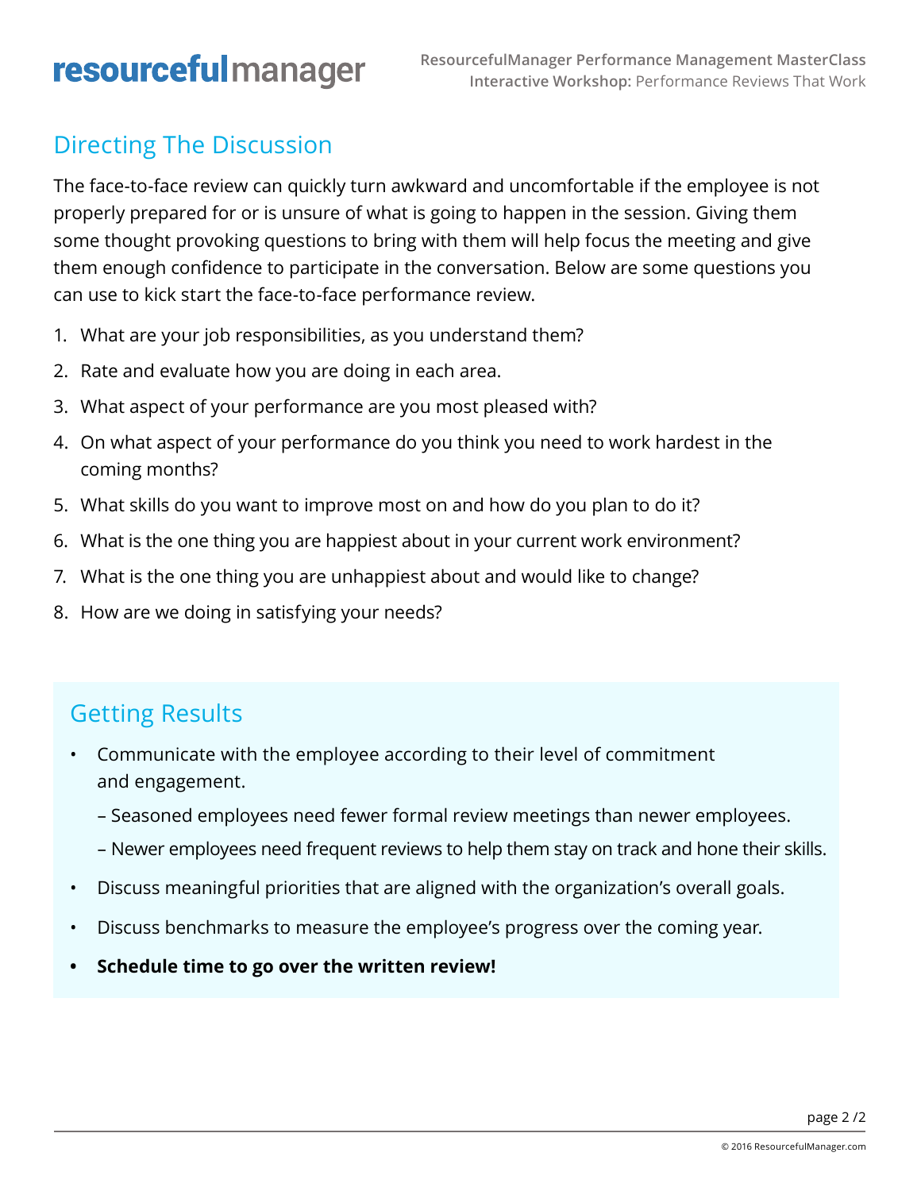## Directing The Discussion

The face-to-face review can quickly turn awkward and uncomfortable if the employee is not properly prepared for or is unsure of what is going to happen in the session. Giving them some thought provoking questions to bring with them will help focus the meeting and give them enough confidence to participate in the conversation. Below are some questions you can use to kick start the face-to-face performance review.

1. What are your job responsibilities, as you understand them?
2. Rate and evaluate how you are doing in each area.
3. What aspect of your performance are you most pleased with?
4. On what aspect of your performance do you think you need to work hardest in the coming months?
5. What skills do you want to improve most on and how do you plan to do it?
6. What is the one thing you are happiest about in your current work environment?
7. What is the one thing you are unhappiest about and would like to change?
8. How are we doing in satisfying your needs?

## Getting Results

- Communicate with the employee according to their level of commitment and engagement.
  - Seasoned employees need fewer formal review meetings than newer employees.
  - Newer employees need frequent reviews to help them stay on track and hone their skills.
- Discuss meaningful priorities that are aligned with the organization's overall goals.
- Discuss benchmarks to measure the employee's progress over the coming year.
- **Schedule time to go over the written review!**